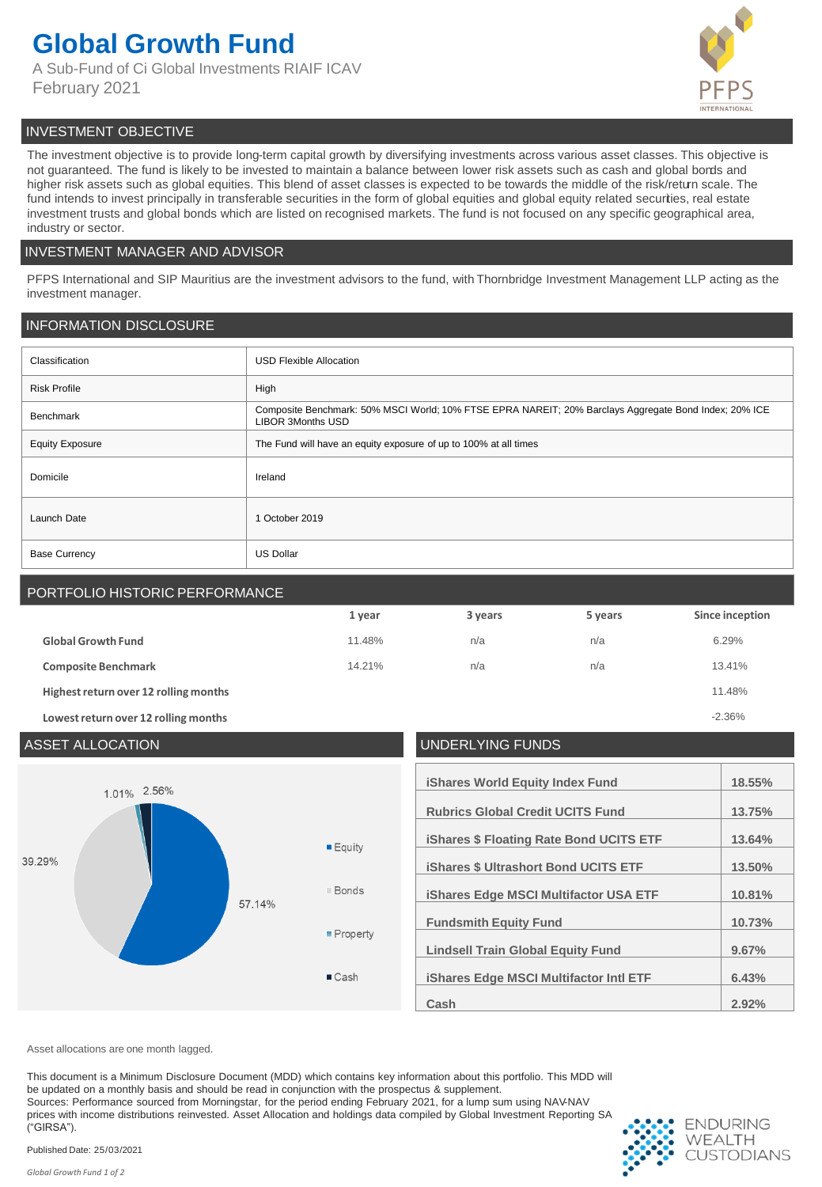# Global Growth Fund

A Sub-Fund of Ci Global Investments RIAIF ICAV
February 2021

PFPS INTERNATIONAL

## INVESTMENT OBJECTIVE

The investment objective is to provide long-term capital growth by diversifying investments across various asset classes. This objective is not guaranteed. The fund is likely to be invested to maintain a balance between lower risk assets such as cash and global bonds and higher risk assets such as global equities. This blend of asset classes is expected to be towards the middle of the risk/return scale. The fund intends to invest principally in transferable securities in the form of global equities and global equity related securities, real estate investment trusts and global bonds which are listed on recognised markets. The fund is not focused on any specific geographical area, industry or sector.

## INVESTMENT MANAGER AND ADVISOR

PFPS International and SIP Mauritius are the investment advisors to the fund, with Thornbridge Investment Management LLP acting as the investment manager.

## INFORMATION DISCLOSURE

| | |
|---|---|
| Classification | USD Flexible Allocation |
| Risk Profile | High |
| Benchmark | Composite Benchmark: 50% MSCI World; 10% FTSE EPRA NAREIT; 20% Barclays Aggregate Bond Index; 20% ICE LIBOR 3Months USD |
| Equity Exposure | The Fund will have an equity exposure of up to 100% at all times |
| Domicile | Ireland |
| Launch Date | 1 October 2019 |
| Base Currency | US Dollar |

## PORTFOLIO HISTORIC PERFORMANCE

| | 1 year | 3 years | 5 years | Since inception |
|---|---|---|---|---|
| **Global Growth Fund** | 11.48% | n/a | n/a | 6.29% |
| **Composite Benchmark** | 14.21% | n/a | n/a | 13.41% |
| **Highest return over 12 rolling months** | | | | 11.48% |
| **Lowest return over 12 rolling months** | | | | -2.36% |

## ASSET ALLOCATION

| Asset | Allocation |
|---|---|
| Equity | 57.14% |
| Bonds | 39.29% |
| Property | 1.01% |
| Cash | 2.56% |

## UNDERLYING FUNDS

| Fund | Weight |
|---|---|
| iShares World Equity Index Fund | 18.55% |
| Rubrics Global Credit UCITS Fund | 13.75% |
| iShares $ Floating Rate Bond UCITS ETF | 13.64% |
| iShares $ Ultrashort Bond UCITS ETF | 13.50% |
| iShares Edge MSCI Multifactor USA ETF | 10.81% |
| Fundsmith Equity Fund | 10.73% |
| Lindsell Train Global Equity Fund | 9.67% |
| iShares Edge MSCI Multifactor Intl ETF | 6.43% |
| Cash | 2.92% |

Asset allocations are one month lagged.

This document is a Minimum Disclosure Document (MDD) which contains key information about this portfolio. This MDD will be updated on a monthly basis and should be read in conjunction with the prospectus & supplement.
Sources: Performance sourced from Morningstar, for the period ending February 2021, for a lump sum using NAV-NAV prices with income distributions reinvested. Asset Allocation and holdings data compiled by Global Investment Reporting SA ("GIRSA").

Published Date: 25/03/2021

ENDURING WEALTH CUSTODIANS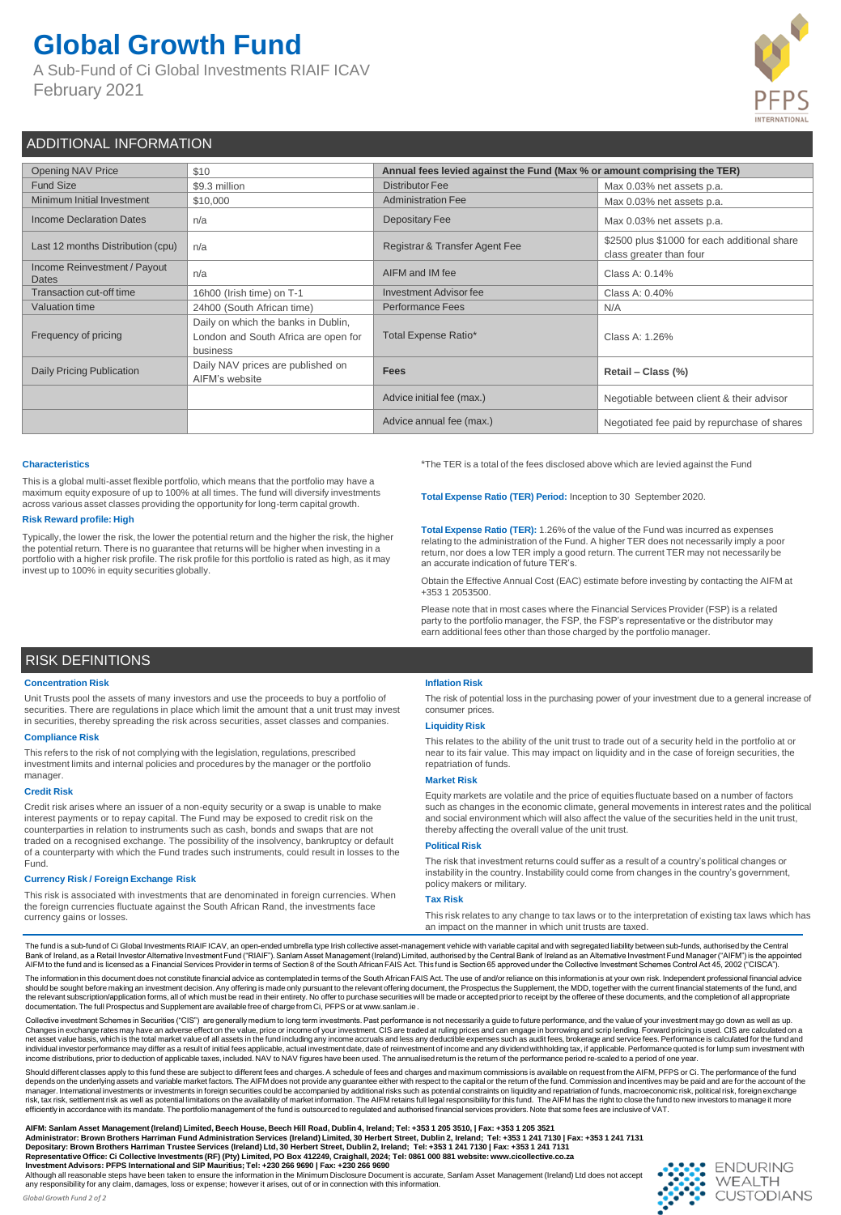# Global Growth Fund

A Sub-Fund of Ci Global Investments RIAIF ICAV
February 2021

## ADDITIONAL INFORMATION

| | | Annual fees levied against the Fund (Max % or amount comprising the TER) | |
|---|---|---|---|
| Opening NAV Price | $10 | | |
| Fund Size | $9.3 million | Distributor Fee | Max 0.03% net assets p.a. |
| Minimum Initial Investment | $10,000 | Administration Fee | Max 0.03% net assets p.a. |
| Income Declaration Dates | n/a | Depositary Fee | Max 0.03% net assets p.a. |
| Last 12 months Distribution (cpu) | n/a | Registrar & Transfer Agent Fee | $2500 plus $1000 for each additional share class greater than four |
| Income Reinvestment / Payout Dates | n/a | AIFM and IM fee | Class A: 0.14% |
| Transaction cut-off time | 16h00 (Irish time) on T-1 | Investment Advisor fee | Class A: 0.40% |
| Valuation time | 24h00 (South African time) | Performance Fees | N/A |
| Frequency of pricing | Daily on which the banks in Dublin, London and South Africa are open for business | Total Expense Ratio* | Class A: 1.26% |
| Daily Pricing Publication | Daily NAV prices are published on AIFM's website | **Fees** | **Retail – Class (%)** |
| | | Advice initial fee (max.) | Negotiable between client & their advisor |
| | | Advice annual fee (max.) | Negotiated fee paid by repurchase of shares |

**Characteristics**

This is a global multi-asset flexible portfolio, which means that the portfolio may have a maximum equity exposure of up to 100% at all times. The fund will diversify investments across various asset classes providing the opportunity for long-term capital growth.

**Risk Reward profile: High**

Typically, the lower the risk, the lower the potential return and the higher the risk, the higher the potential return. There is no guarantee that returns will be higher when investing in a portfolio with a higher risk profile. The risk profile for this portfolio is rated as high, as it may invest up to 100% in equity securities globally.

*The TER is a total of the fees disclosed above which are levied against the Fund

**Total Expense Ratio (TER) Period:** Inception to 30 September 2020.

**Total Expense Ratio (TER):** 1.26% of the value of the Fund was incurred as expenses relating to the administration of the Fund. A higher TER does not necessarily imply a poor return, nor does a low TER imply a good return. The current TER may not necessarily be an accurate indication of future TER's.

Obtain the Effective Annual Cost (EAC) estimate before investing by contacting the AIFM at +353 1 2053500.

Please note that in most cases where the Financial Services Provider (FSP) is a related party to the portfolio manager, the FSP, the FSP's representative or the distributor may earn additional fees other than those charged by the portfolio manager.

## RISK DEFINITIONS

**Concentration Risk**

Unit Trusts pool the assets of many investors and use the proceeds to buy a portfolio of securities. There are regulations in place which limit the amount that a unit trust may invest in securities, thereby spreading the risk across securities, asset classes and companies.

**Compliance Risk**

This refers to the risk of not complying with the legislation, regulations, prescribed investment limits and internal policies and procedures by the manager or the portfolio manager.

**Credit Risk**

Credit risk arises where an issuer of a non-equity security or a swap is unable to make interest payments or to repay capital. The Fund may be exposed to credit risk on the counterparties in relation to instruments such as cash, bonds and swaps that are not traded on a recognised exchange. The possibility of the insolvency, bankruptcy or default of a counterparty with which the Fund trades such instruments, could result in losses to the Fund.

**Currency Risk / Foreign Exchange Risk**

This risk is associated with investments that are denominated in foreign currencies. When the foreign currencies fluctuate against the South African Rand, the investments face currency gains or losses.

**Inflation Risk**

The risk of potential loss in the purchasing power of your investment due to a general increase of consumer prices.

**Liquidity Risk**

This relates to the ability of the unit trust to trade out of a security held in the portfolio at or near to its fair value. This may impact on liquidity and in the case of foreign securities, the repatriation of funds.

**Market Risk**

Equity markets are volatile and the price of equities fluctuate based on a number of factors such as changes in the economic climate, general movements in interest rates and the political and social environment which will also affect the value of the securities held in the unit trust, thereby affecting the overall value of the unit trust.

**Political Risk**

The risk that investment returns could suffer as a result of a country's political changes or instability in the country. Instability could come from changes in the country's government, policy makers or military.

**Tax Risk**

This risk relates to any change to tax laws or to the interpretation of existing tax laws which has an impact on the manner in which unit trusts are taxed.

The fund is a sub-fund of Ci Global Investments RIAIF ICAV, an open-ended umbrella type Irish collective asset-management vehicle with variable capital and with segregated liability between sub-funds, authorised by the Central Bank of Ireland, as a Retail Investor Alternative Investment Fund ("RIAIF"). Sanlam Asset Management (Ireland) Limited, authorised by the Central Bank of Ireland as an Alternative Investment Fund Manager ("AIFM") is the appointed AIFM to the fund and is licensed as a Financial Services Provider in terms of Section 8 of the South African FAIS Act. This fund is Section 65 approved under the Collective Investment Schemes Control Act 45, 2002 ("CISCA").

The information in this document does not constitute financial advice as contemplated in terms of the South African FAIS Act. The use of and/or reliance on this information is at your own risk. Independent professional financial advice should be sought before making an investment decision. Any offering is made only pursuant to the relevant offering document, the Prospectus the Supplement, the MDD, together with the current financial statements of the fund, and the relevant subscription/application forms, all of which must be read in their entirety. No offer to purchase securities will be made or accepted prior to receipt by the offeree of these documents, and the completion of all appropriate documentation. The full Prospectus and Supplement are available free of charge from Ci, PFPS or at www.sanlam.ie .

Collective investment Schemes in Securities ("CIS") are generally medium to long term investments. Past performance is not necessarily a guide to future performance, and the value of your investment may go down as well as up. Changes in exchange rates may have an adverse effect on the value, price or income of your investment. CIS are traded at ruling prices and can engage in borrowing and scrip lending. Forward pricing is used. CIS are calculated on a net asset value basis, which is the total market value of all assets in the fund including any income accruals and less any deductible expenses such as audit fees, brokerage and service fees. Performance is calculated for the fund and individual investor performance may differ as a result of initial fees applicable, actual investment date, date of reinvestment of income and any dividend withholding tax, if applicable. Performance quoted is for lump sum investment with income distributions, prior to deduction of applicable taxes, included. NAV to NAV figures have been used. The annualised return is the return of the performance period re-scaled to a period of one year.

Should different classes apply to this fund these are subject to different fees and charges. A schedule of fees and charges and maximum commissions is available on request from the AIFM, PFPS or Ci. The performance of the fund depends on the underlying assets and variable market factors. The AIFM does not provide any guarantee either with respect to the capital or the return of the fund. Commission and incentives may be paid and are for the account of the manager. International investments or investments in foreign securities could be accompanied by additional risks such as potential constraints on liquidity and repatriation of funds, macroeconomic risk, political risk, foreign exchange risk, tax risk, settlement risk as well as potential limitations on the availability of market information. The AIFM retains full legal responsibility for this fund. The AIFM has the right to close the fund to new investors to manage it more efficiently in accordance with its mandate. The portfolio management of the fund is outsourced to regulated and authorised financial services providers. Note that some fees are inclusive of VAT.

**AIFM: Sanlam Asset Management (Ireland) Limited, Beech House, Beech Hill Road, Dublin 4, Ireland; Tel: +353 1 205 3510, | Fax: +353 1 205 3521**
**Administrator: Brown Brothers Harriman Fund Administration Services (Ireland) Limited, 30 Herbert Street, Dublin 2, Ireland; Tel: +353 1 241 7130 | Fax: +353 1 241 7131**
**Depositary: Brown Brothers Harriman Trustee Services (Ireland) Ltd, 30 Herbert Street, Dublin 2, Ireland; Tel: +353 1 241 7130 | Fax: +353 1 241 7131**
**Representative Office: Ci Collective Investments (RF) (Pty) Limited, PO Box 412249, Craighall, 2024; Tel: 0861 000 881 website: www.cicollective.co.za**
**Investment Advisors: PFPS International and SIP Mauritius; Tel: +230 266 9690 | Fax: +230 266 9690**
Although all reasonable steps have been taken to ensure the information in the Minimum Disclosure Document is accurate, Sanlam Asset Management (Ireland) Ltd does not accept any responsibility for any claim, damages, loss or expense; however it arises, out of or in connection with this information.